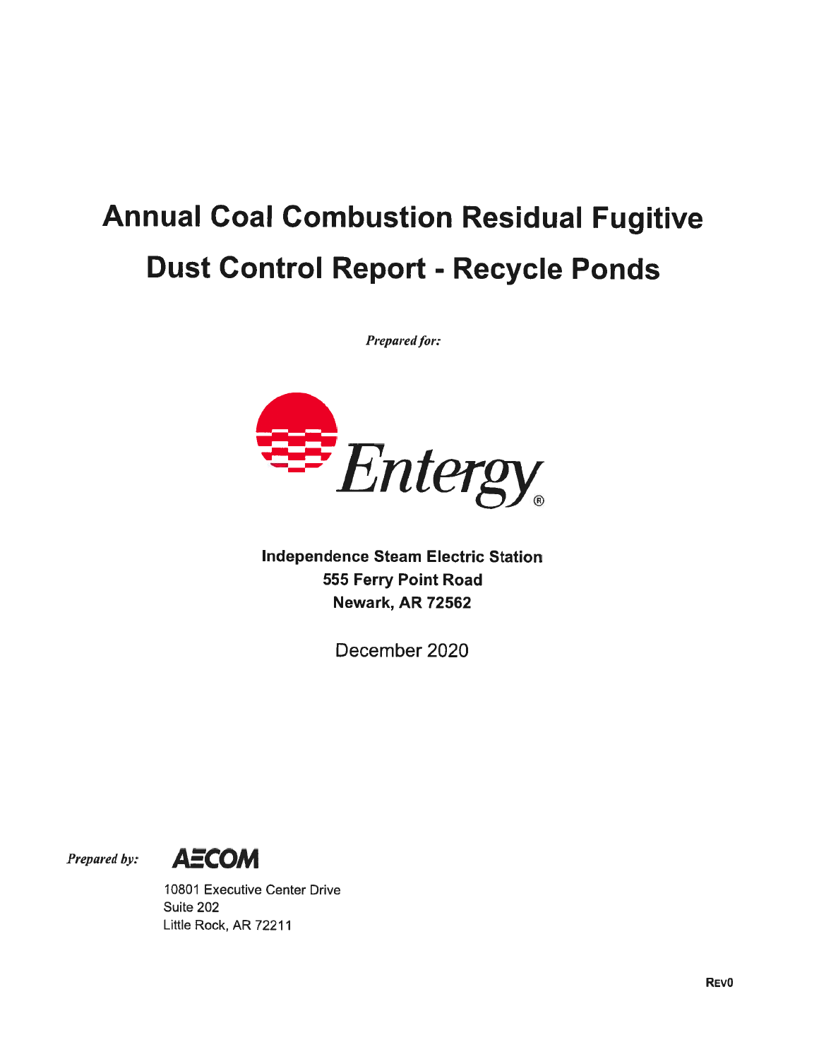# Annual Coal Combustion Residual Fugitive Dust Control Report - Recycle Ponds

*Prepared for:*

Entergy

**Independence Steam Electric Station**
**555 Ferry Point Road**
**Newark, AR 72562**

December 2020

*Prepared by:*

AECOM

10801 Executive Center Drive
Suite 202
Little Rock, AR 72211

**REV0**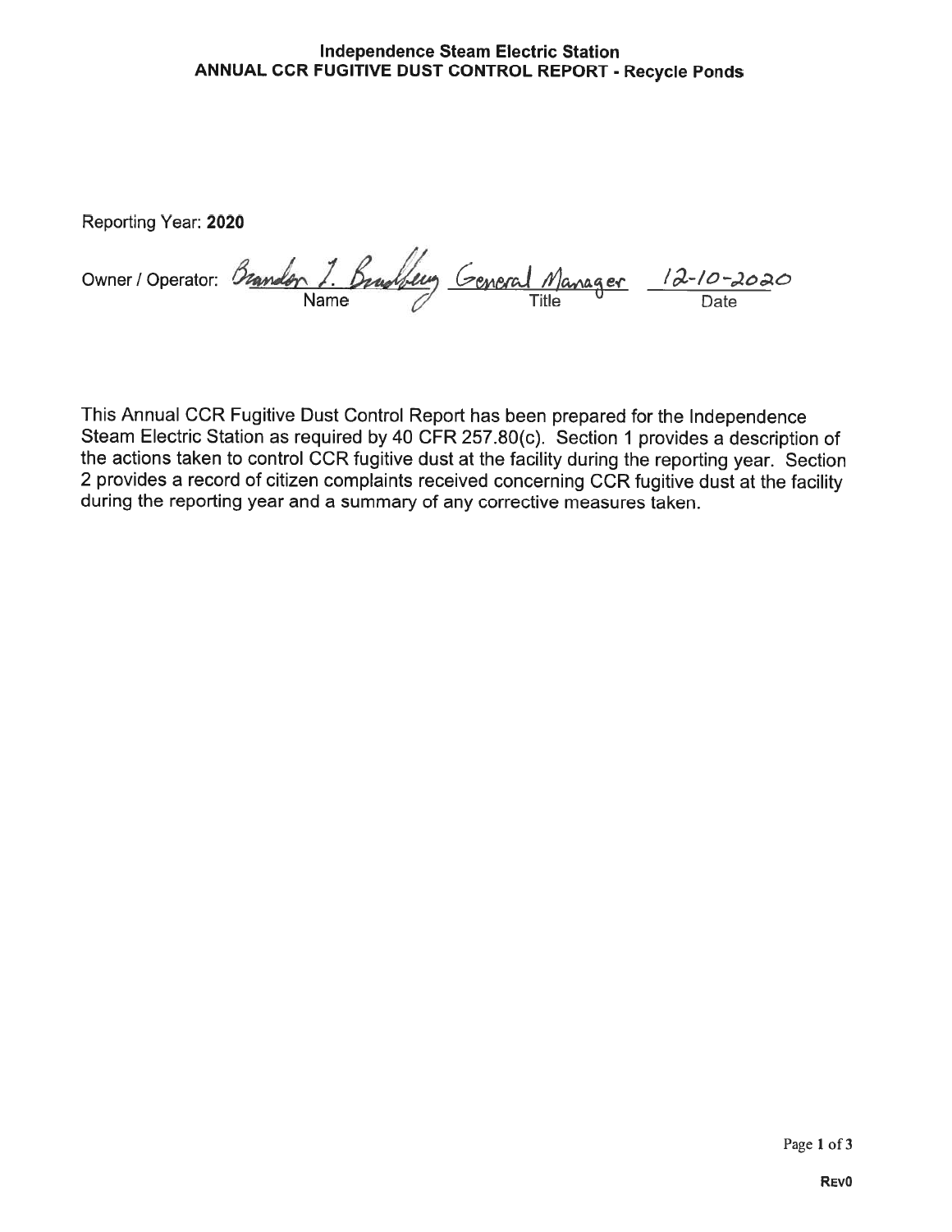# Independence Steam Electric Station
## ANNUAL CCR FUGITIVE DUST CONTROL REPORT - Recycle Ponds

Reporting Year: **2020**

Owner / Operator: Brandon T. Bradbury | General Manager | 12-10-2020

| Name | Title | Date |
|---|---|---|

This Annual CCR Fugitive Dust Control Report has been prepared for the Independence Steam Electric Station as required by 40 CFR 257.80(c). Section 1 provides a description of the actions taken to control CCR fugitive dust at the facility during the reporting year. Section 2 provides a record of citizen complaints received concerning CCR fugitive dust at the facility during the reporting year and a summary of any corrective measures taken.

REV0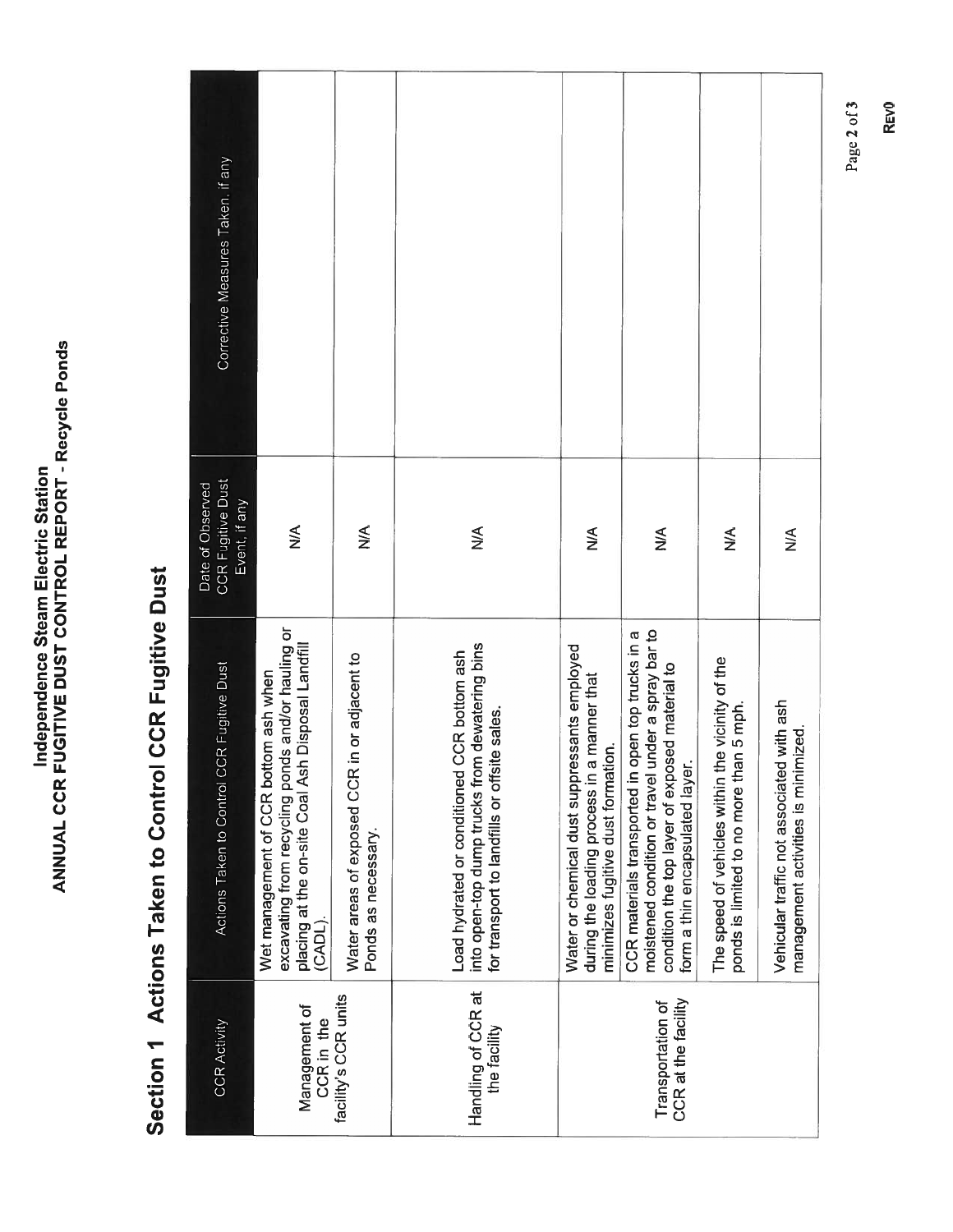Independence Steam Electric Station
**ANNUAL CCR FUGITIVE DUST CONTROL REPORT - Recycle Ponds**

## Section 1 Actions Taken to Control CCR Fugitive Dust

| CCR Activity | Actions Taken to Control CCR Fugitive Dust | Date of Observed CCR Fugitive Dust Event, if any | Corrective Measures Taken, if any |
|---|---|---|---|
| Management of CCR in the facility's CCR units | Wet management of CCR bottom ash when excavating from recycling ponds and/or hauling or placing at the on-site Coal Ash Disposal Landfill (CADL). | N/A | |
| | Water areas of exposed CCR in or adjacent to Ponds as necessary. | N/A | |
| Handling of CCR at the facility | Load hydrated or conditioned CCR bottom ash into open-top dump trucks from dewatering bins for transport to landfills or offsite sales. | N/A | |
| | Water or chemical dust suppressants employed during the loading process in a manner that minimizes fugitive dust formation. | N/A | |
| Transportation of CCR at the facility | CCR materials transported in open top trucks in a moistened condition or travel under a spray bar to condition the top layer of exposed material to form a thin encapsulated layer. | N/A | |
| | The speed of vehicles within the vicinity of the ponds is limited to no more than 5 mph. | N/A | |
| | Vehicular traffic not associated with ash management activities is minimized. | N/A | |

REV0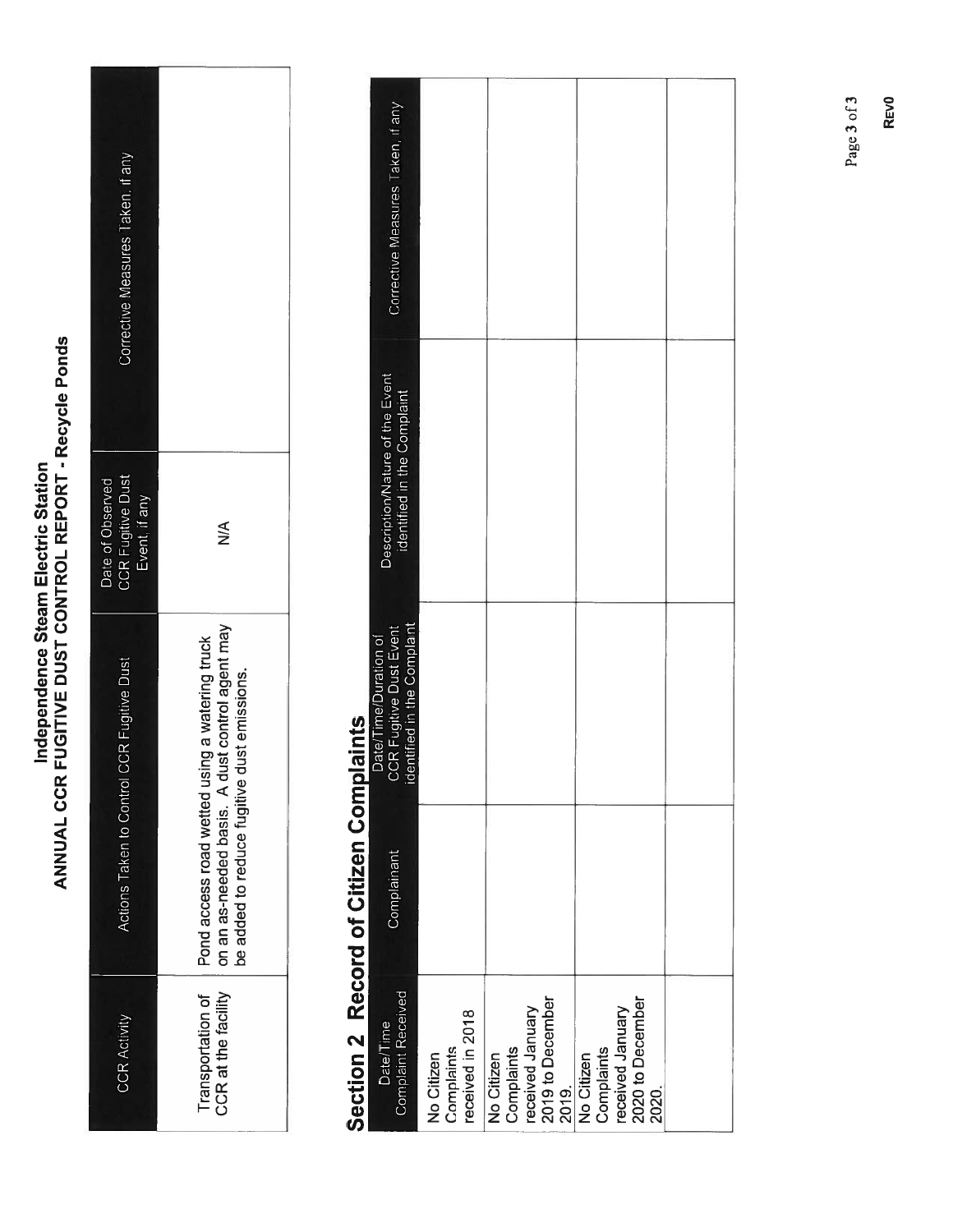# Independence Steam Electric Station
## ANNUAL CCR FUGITIVE DUST CONTROL REPORT - Recycle Ponds

| CCR Activity | Actions Taken to Control CCR Fugitive Dust | Date of Observed CCR Fugitive Dust Event, if any | Corrective Measures Taken, if any |
|---|---|---|---|
| Transportation of CCR at the facility | Pond access road wetted using a watering truck on an as-needed basis. A dust control agent may be added to reduce fugitive dust emissions. | N/A | |

## Section 2 Record of Citizen Complaints

| Date/Time Complaint Received | Complainant | Date/Time/Duration of CCR Fugitive Dust Event identified in the Complaint | Description/Nature of the Event identified in the Complaint | Corrective Measures Taken, if any |
|---|---|---|---|---|
| No Citizen Complaints received in 2018 | | | | |
| No Citizen Complaints received January 2019 to December 2019. | | | | |
| No Citizen Complaints received January 2020 to December 2020. | | | | |
| | | | | |

REV0